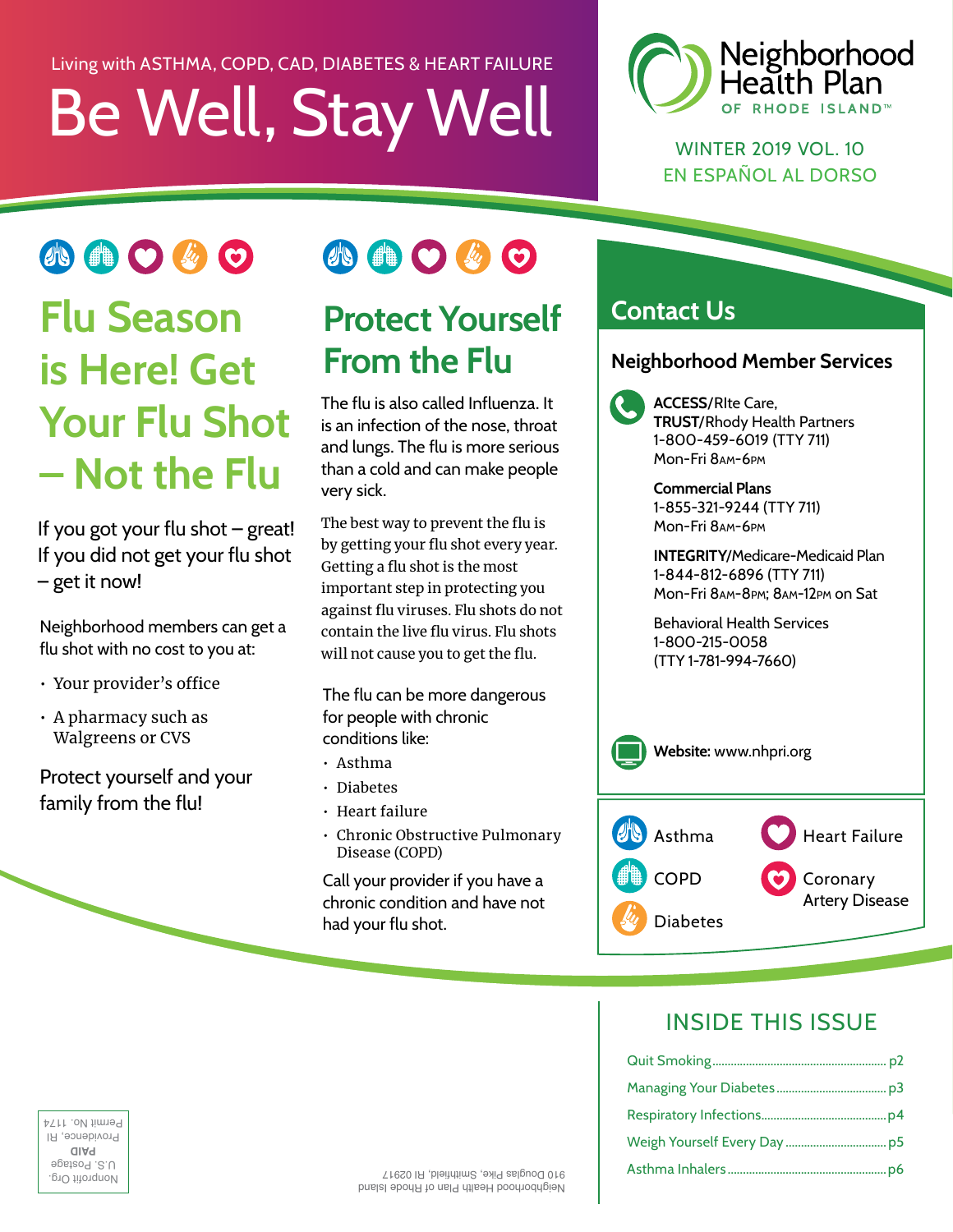Living with ASTHMA, COPD, CAD, DIABETES & HEART FAILURE

# Be Well, Stay Well

Neighborhood Health Plan OF RHODE ISLAND™

WINTER 2019 VOL. 10

EN ESPAÑOL AL DORSO

## Flu Season is Here! Get Your Flu Shot – Not the Flu

If you got your flu shot – great! If you did not get your flu shot – get it now!

Neighborhood members can get a flu shot with no cost to you at:

- Your provider's office
- A pharmacy such as Walgreens or CVS

Protect yourself and your family from the flu!

## Protect Yourself From the Flu

The flu is also called Influenza. It is an infection of the nose, throat and lungs. The flu is more serious than a cold and can make people very sick.

The best way to prevent the flu is by getting your flu shot every year. Getting a flu shot is the most important step in protecting you against flu viruses. Flu shots do not contain the live flu virus. Flu shots will not cause you to get the flu.

The flu can be more dangerous for people with chronic conditions like:

- Asthma
- Diabetes
- Heart failure
- Chronic Obstructive Pulmonary Disease (COPD)

Call your provider if you have a chronic condition and have not had your flu shot.

## Contact Us

### Neighborhood Member Services

**ACCESS**/RIte Care, **TRUST**/Rhody Health Partners
1-800-459-6019 (TTY 711)
Mon-Fri 8AM-6PM

**Commercial Plans**
1-855-321-9244 (TTY 711)
Mon-Fri 8AM-6PM

**INTEGRITY**/Medicare-Medicaid Plan
1-844-812-6896 (TTY 711)
Mon-Fri 8AM-8PM; 8AM-12PM on Sat

Behavioral Health Services
1-800-215-0058
(TTY 1-781-994-7660)

**Website:** www.nhpri.org

- Asthma
- COPD
- Diabetes
- Heart Failure
- Coronary Artery Disease

## INSIDE THIS ISSUE

- Quit Smoking ... p2
- Managing Your Diabetes ... p3
- Respiratory Infections ... p4
- Weigh Yourself Every Day ... p5
- Asthma Inhalers ... p6

Neighborhood Health Plan of Rhode Island
910 Douglas Pike, Smithfield, RI 02917

Nonprofit Org.
U.S. Postage
**PAID**
Providence, RI
Permit No. 1174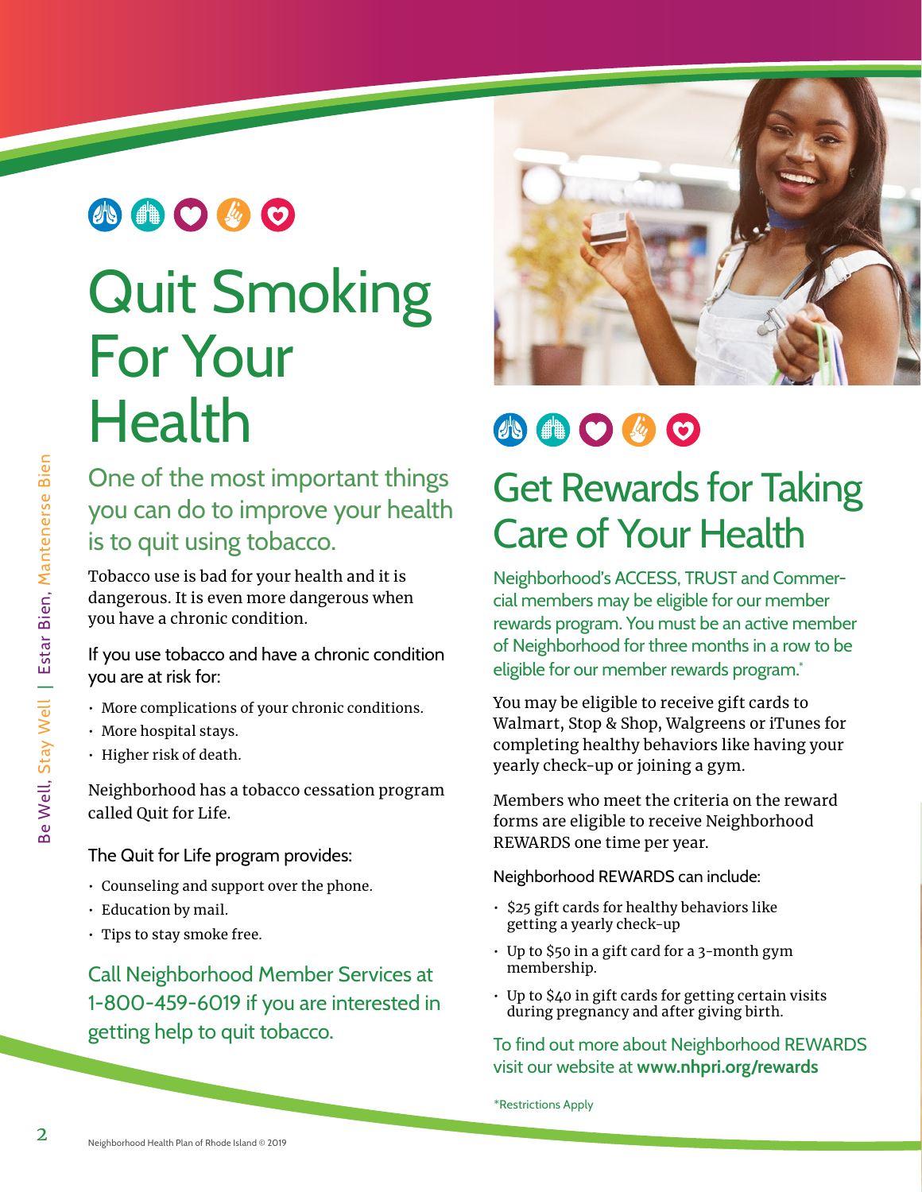# Quit Smoking For Your Health

## One of the most important things you can do to improve your health is to quit using tobacco.

Tobacco use is bad for your health and it is dangerous. It is even more dangerous when you have a chronic condition.

If you use tobacco and have a chronic condition you are at risk for:

- More complications of your chronic conditions.
- More hospital stays.
- Higher risk of death.

Neighborhood has a tobacco cessation program called Quit for Life.

The Quit for Life program provides:

- Counseling and support over the phone.
- Education by mail.
- Tips to stay smoke free.

Call Neighborhood Member Services at 1-800-459-6019 if you are interested in getting help to quit tobacco.

# Get Rewards for Taking Care of Your Health

Neighborhood's ACCESS, TRUST and Commercial members may be eligible for our member rewards program. You must be an active member of Neighborhood for three months in a row to be eligible for our member rewards program.*

You may be eligible to receive gift cards to Walmart, Stop & Shop, Walgreens or iTunes for completing healthy behaviors like having your yearly check-up or joining a gym.

Members who meet the criteria on the reward forms are eligible to receive Neighborhood REWARDS one time per year.

Neighborhood REWARDS can include:

- $25 gift cards for healthy behaviors like getting a yearly check-up
- Up to $50 in a gift card for a 3-month gym membership.
- Up to $40 in gift cards for getting certain visits during pregnancy and after giving birth.

To find out more about Neighborhood REWARDS visit our website at **www.nhpri.org/rewards**

*Restrictions Apply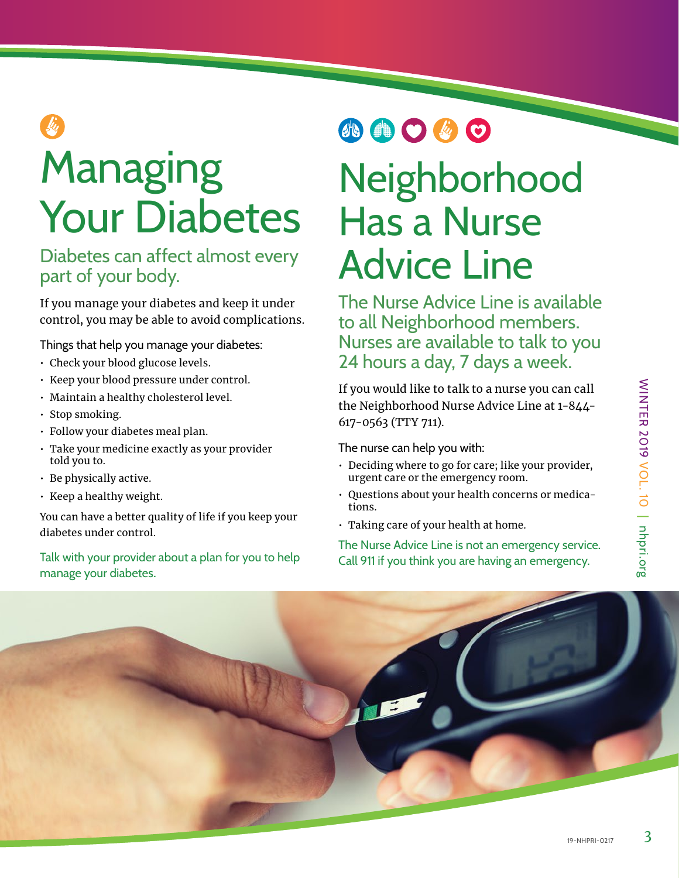# Managing Your Diabetes

## Diabetes can affect almost every part of your body.

If you manage your diabetes and keep it under control, you may be able to avoid complications.

Things that help you manage your diabetes:

- Check your blood glucose levels.
- Keep your blood pressure under control.
- Maintain a healthy cholesterol level.
- Stop smoking.
- Follow your diabetes meal plan.
- Take your medicine exactly as your provider told you to.
- Be physically active.
- Keep a healthy weight.

You can have a better quality of life if you keep your diabetes under control.

Talk with your provider about a plan for you to help manage your diabetes.

# Neighborhood Has a Nurse Advice Line

## The Nurse Advice Line is available to all Neighborhood members. Nurses are available to talk to you 24 hours a day, 7 days a week.

If you would like to talk to a nurse you can call the Neighborhood Nurse Advice Line at 1-844-617-0563 (TTY 711).

The nurse can help you with:

- Deciding where to go for care; like your provider, urgent care or the emergency room.
- Questions about your health concerns or medications.
- Taking care of your health at home.

The Nurse Advice Line is not an emergency service. Call 911 if you think you are having an emergency.

19-NHPRI-0217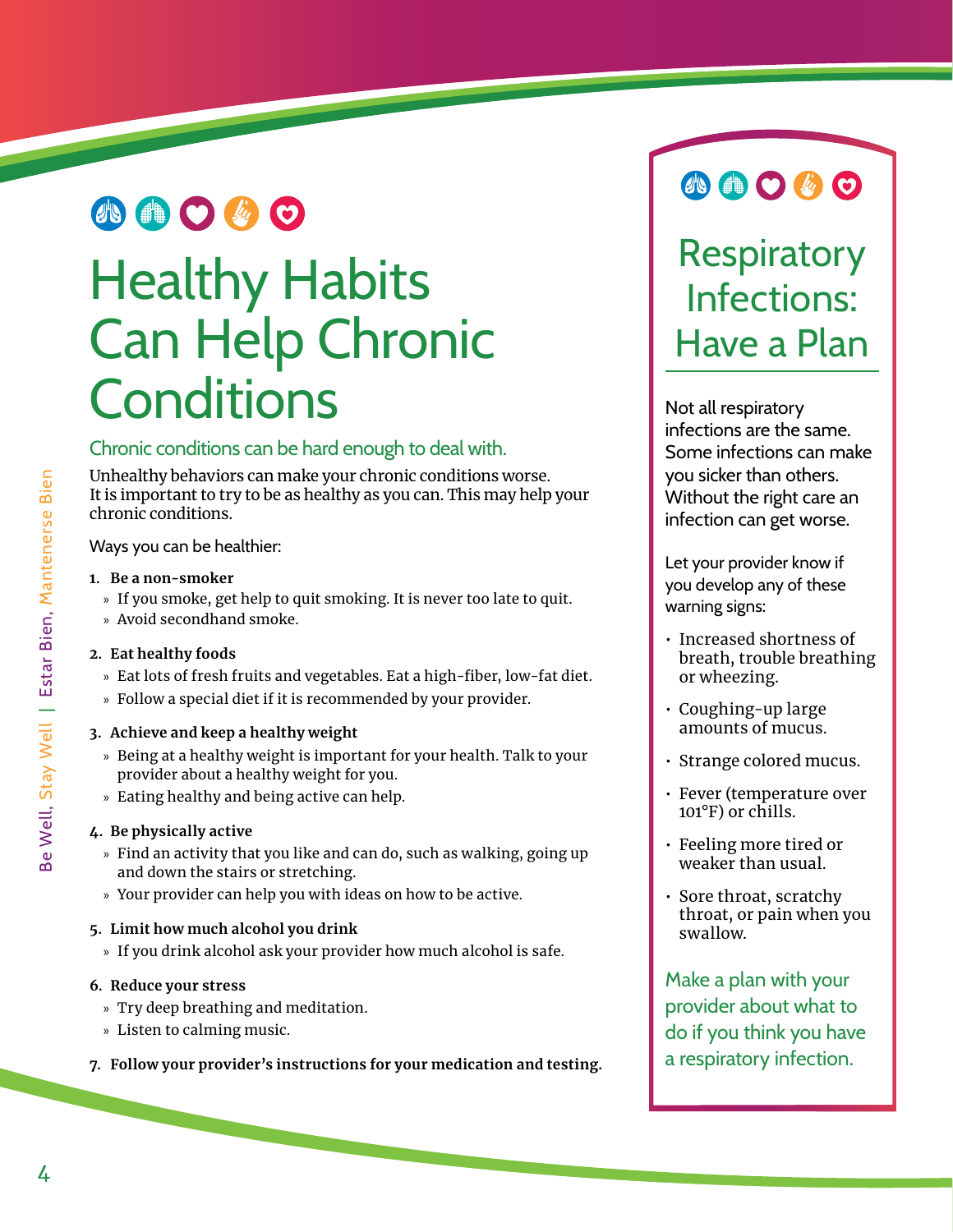# Healthy Habits Can Help Chronic Conditions

## Chronic conditions can be hard enough to deal with.

Unhealthy behaviors can make your chronic conditions worse. It is important to try to be as healthy as you can. This may help your chronic conditions.

Ways you can be healthier:

1. **Be a non-smoker**
   - If you smoke, get help to quit smoking. It is never too late to quit.
   - Avoid secondhand smoke.
2. **Eat healthy foods**
   - Eat lots of fresh fruits and vegetables. Eat a high-fiber, low-fat diet.
   - Follow a special diet if it is recommended by your provider.
3. **Achieve and keep a healthy weight**
   - Being at a healthy weight is important for your health. Talk to your provider about a healthy weight for you.
   - Eating healthy and being active can help.
4. **Be physically active**
   - Find an activity that you like and can do, such as walking, going up and down the stairs or stretching.
   - Your provider can help you with ideas on how to be active.
5. **Limit how much alcohol you drink**
   - If you drink alcohol ask your provider how much alcohol is safe.
6. **Reduce your stress**
   - Try deep breathing and meditation.
   - Listen to calming music.
7. **Follow your provider's instructions for your medication and testing.**

# Respiratory Infections: Have a Plan

Not all respiratory infections are the same. Some infections can make you sicker than others. Without the right care an infection can get worse.

Let your provider know if you develop any of these warning signs:

- Increased shortness of breath, trouble breathing or wheezing.
- Coughing-up large amounts of mucus.
- Strange colored mucus.
- Fever (temperature over 101°F) or chills.
- Feeling more tired or weaker than usual.
- Sore throat, scratchy throat, or pain when you swallow.

Make a plan with your provider about what to do if you think you have a respiratory infection.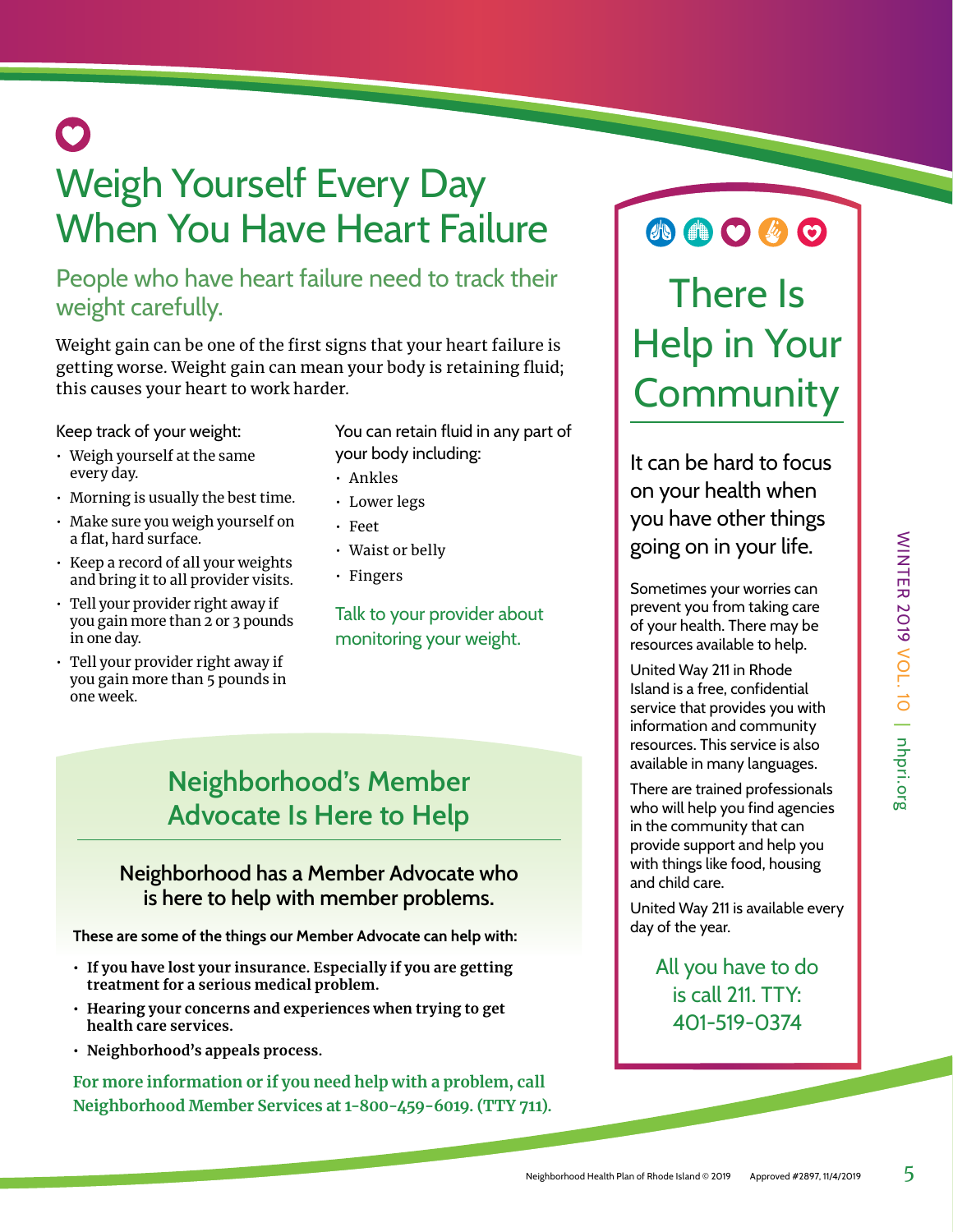# Weigh Yourself Every Day When You Have Heart Failure

## People who have heart failure need to track their weight carefully.

Weight gain can be one of the first signs that your heart failure is getting worse. Weight gain can mean your body is retaining fluid; this causes your heart to work harder.

Keep track of your weight:

- Weigh yourself at the same every day.
- Morning is usually the best time.
- Make sure you weigh yourself on a flat, hard surface.
- Keep a record of all your weights and bring it to all provider visits.
- Tell your provider right away if you gain more than 2 or 3 pounds in one day.
- Tell your provider right away if you gain more than 5 pounds in one week.

You can retain fluid in any part of your body including:

- Ankles
- Lower legs
- Feet
- Waist or belly
- Fingers

Talk to your provider about monitoring your weight.

## Neighborhood's Member Advocate Is Here to Help

### Neighborhood has a Member Advocate who is here to help with member problems.

**These are some of the things our Member Advocate can help with:**

- **If you have lost your insurance. Especially if you are getting treatment for a serious medical problem.**
- **Hearing your concerns and experiences when trying to get health care services.**
- **Neighborhood's appeals process.**

**For more information or if you need help with a problem, call Neighborhood Member Services at 1-800-459-6019. (TTY 711).**

# There Is Help in Your Community

### It can be hard to focus on your health when you have other things going on in your life.

Sometimes your worries can prevent you from taking care of your health. There may be resources available to help.

United Way 211 in Rhode Island is a free, confidential service that provides you with information and community resources. This service is also available in many languages.

There are trained professionals who will help you find agencies in the community that can provide support and help you with things like food, housing and child care.

United Way 211 is available every day of the year.

All you have to do is call 211. TTY: 401-519-0374

Neighborhood Health Plan of Rhode Island © 2019 Approved #2897, 11/4/2019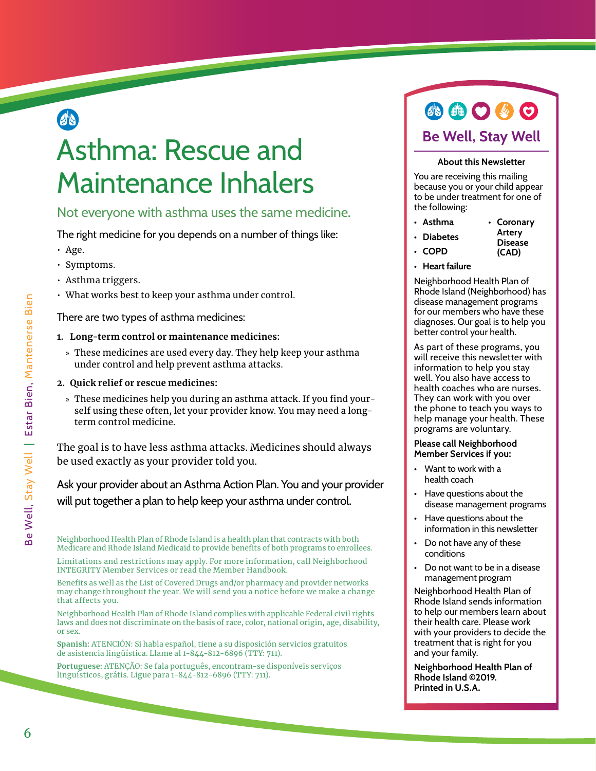# Asthma: Rescue and Maintenance Inhalers

## Not everyone with asthma uses the same medicine.

The right medicine for you depends on a number of things like:

- Age.
- Symptoms.
- Asthma triggers.
- What works best to keep your asthma under control.

There are two types of asthma medicines:

1. **Long-term control or maintenance medicines:**
   - These medicines are used every day. They help keep your asthma under control and help prevent asthma attacks.
2. **Quick relief or rescue medicines:**
   - These medicines help you during an asthma attack. If you find yourself using these often, let your provider know. You may need a long-term control medicine.

The goal is to have less asthma attacks. Medicines should always be used exactly as your provider told you.

Ask your provider about an Asthma Action Plan. You and your provider will put together a plan to help keep your asthma under control.

Neighborhood Health Plan of Rhode Island is a health plan that contracts with both Medicare and Rhode Island Medicaid to provide benefits of both programs to enrollees.

Limitations and restrictions may apply. For more information, call Neighborhood INTEGRITY Member Services or read the Member Handbook.

Benefits as well as the List of Covered Drugs and/or pharmacy and provider networks may change throughout the year. We will send you a notice before we make a change that affects you.

Neighborhood Health Plan of Rhode Island complies with applicable Federal civil rights laws and does not discriminate on the basis of race, color, national origin, age, disability, or sex.

**Spanish:** ATENCIÓN: Si habla español, tiene a su disposición servicios gratuitos de asistencia lingüística. Llame al 1-844-812-6896 (TTY: 711).

**Portuguese:** ATENÇÃO: Se fala português, encontram-se disponíveis serviços linguísticos, grátis. Ligue para 1-844-812-6896 (TTY: 711).

## Be Well, Stay Well

**About this Newsletter**

You are receiving this mailing because you or your child appear to be under treatment for one of the following:

- **Asthma**
- **Diabetes**
- **COPD**
- **Coronary Artery Disease (CAD)**
- **Heart failure**

Neighborhood Health Plan of Rhode Island (Neighborhood) has disease management programs for our members who have these diagnoses. Our goal is to help you better control your health.

As part of these programs, you will receive this newsletter with information to help you stay well. You also have access to health coaches who are nurses. They can work with you over the phone to teach you ways to help manage your health. These programs are voluntary.

**Please call Neighborhood Member Services if you:**

- Want to work with a health coach
- Have questions about the disease management programs
- Have questions about the information in this newsletter
- Do not have any of these conditions
- Do not want to be in a disease management program

Neighborhood Health Plan of Rhode Island sends information to help our members learn about their health care. Please work with your providers to decide the treatment that is right for you and your family.

**Neighborhood Health Plan of Rhode Island ©2019. Printed in U.S.A.**